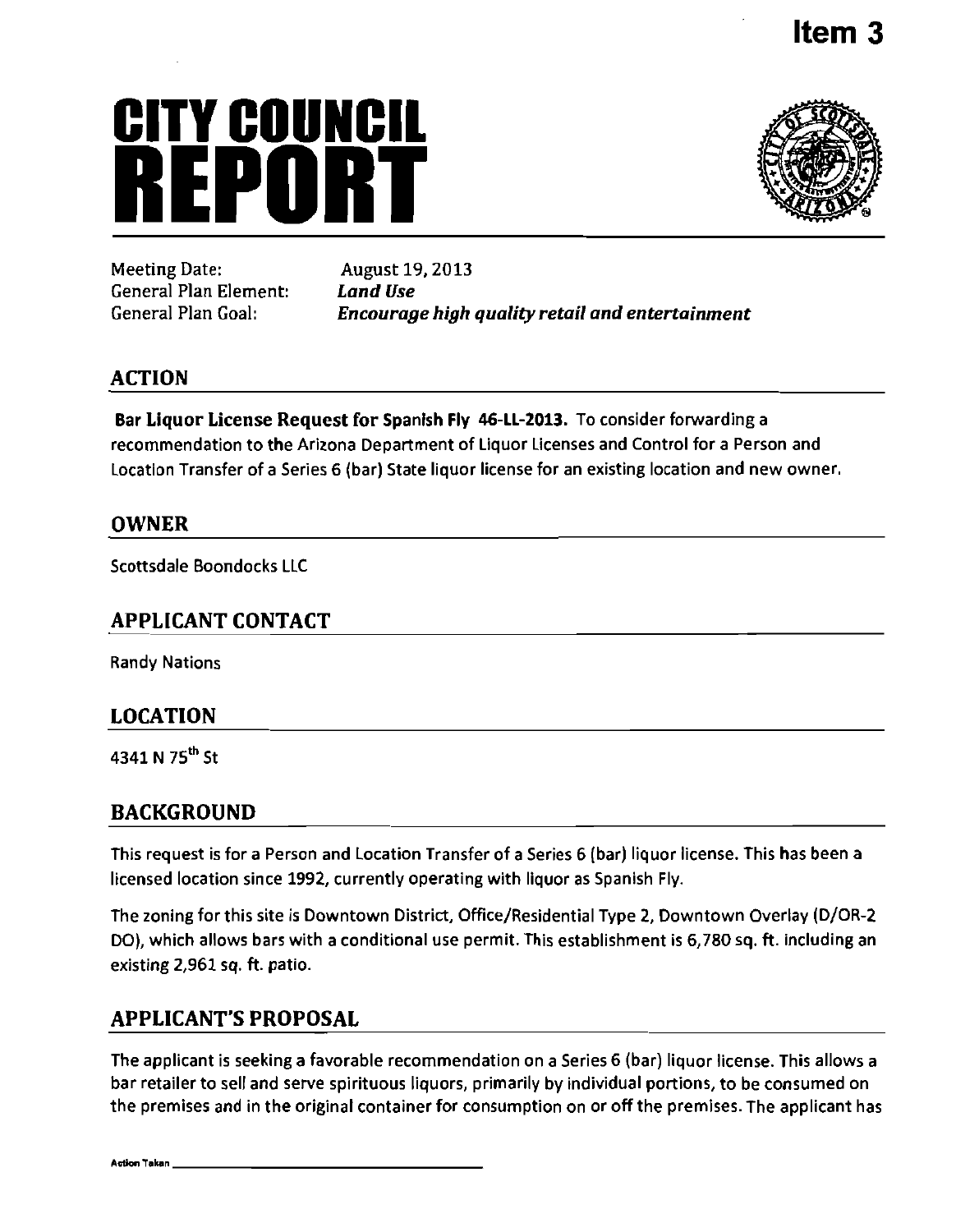**Item 3**

# CITY COUNCIL REPORT

Meeting Date: August 19, 2013
General Plan Element: ***Land Use***
General Plan Goal: ***Encourage high quality retail and entertainment***

## ACTION

**Bar Liquor License Request for Spanish Fly 46-LL-2013.** To consider forwarding a recommendation to the Arizona Department of Liquor Licenses and Control for a Person and Location Transfer of a Series 6 (bar) State liquor license for an existing location and new owner.

## OWNER

Scottsdale Boondocks LLC

## APPLICANT CONTACT

Randy Nations

## LOCATION

4341 N 75th St

## BACKGROUND

This request is for a Person and Location Transfer of a Series 6 (bar) liquor license. This has been a licensed location since 1992, currently operating with liquor as Spanish Fly.

The zoning for this site is Downtown District, Office/Residential Type 2, Downtown Overlay (D/OR-2 DO), which allows bars with a conditional use permit. This establishment is 6,780 sq. ft. including an existing 2,961 sq. ft. patio.

## APPLICANT'S PROPOSAL

The applicant is seeking a favorable recommendation on a Series 6 (bar) liquor license. This allows a bar retailer to sell and serve spirituous liquors, primarily by individual portions, to be consumed on the premises and in the original container for consumption on or off the premises. The applicant has

Action Taken _______________________________________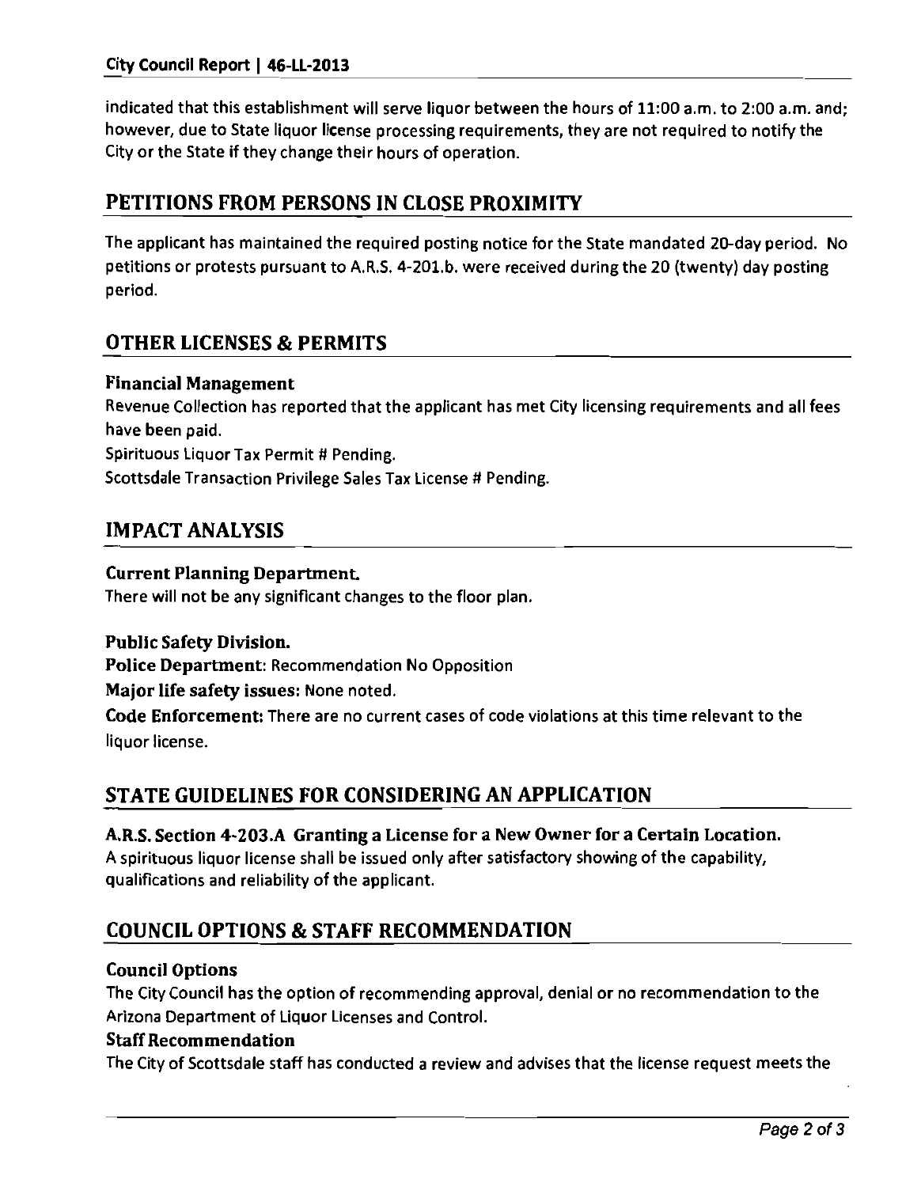indicated that this establishment will serve liquor between the hours of 11:00 a.m. to 2:00 a.m. and; however, due to State liquor license processing requirements, they are not required to notify the City or the State if they change their hours of operation.

## PETITIONS FROM PERSONS IN CLOSE PROXIMITY

The applicant has maintained the required posting notice for the State mandated 20-day period. No petitions or protests pursuant to A.R.S. 4-201.b. were received during the 20 (twenty) day posting period.

## OTHER LICENSES & PERMITS

### Financial Management

Revenue Collection has reported that the applicant has met City licensing requirements and all fees have been paid.

Spirituous Liquor Tax Permit # Pending.

Scottsdale Transaction Privilege Sales Tax License # Pending.

## IMPACT ANALYSIS

### Current Planning Department.

There will not be any significant changes to the floor plan.

### Public Safety Division.

**Police Department:** Recommendation No Opposition

**Major life safety issues:** None noted.

**Code Enforcement:** There are no current cases of code violations at this time relevant to the liquor license.

## STATE GUIDELINES FOR CONSIDERING AN APPLICATION

### A.R.S. Section 4-203.A Granting a License for a New Owner for a Certain Location.

A spirituous liquor license shall be issued only after satisfactory showing of the capability, qualifications and reliability of the applicant.

## COUNCIL OPTIONS & STAFF RECOMMENDATION

### Council Options

The City Council has the option of recommending approval, denial or no recommendation to the Arizona Department of Liquor Licenses and Control.

### Staff Recommendation

The City of Scottsdale staff has conducted a review and advises that the license request meets the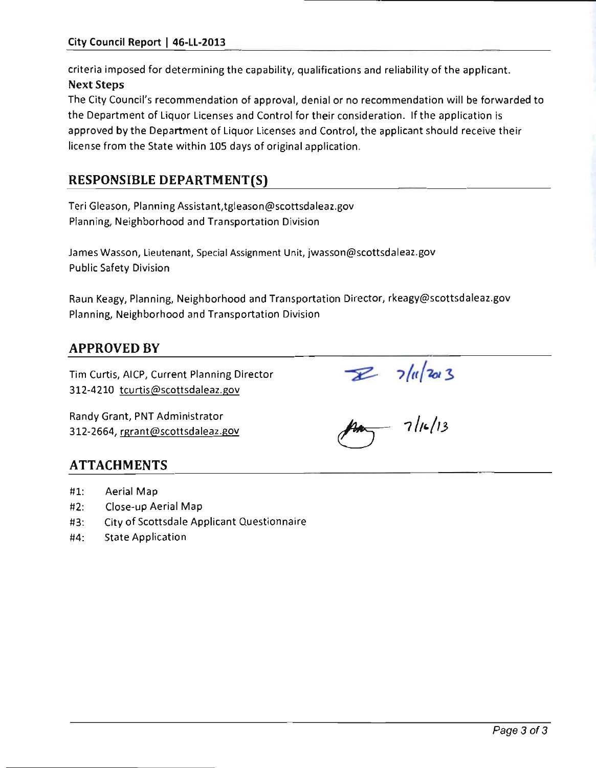criteria imposed for determining the capability, qualifications and reliability of the applicant.

**Next Steps**

The City Council's recommendation of approval, denial or no recommendation will be forwarded to the Department of Liquor Licenses and Control for their consideration. If the application is approved by the Department of Liquor Licenses and Control, the applicant should receive their license from the State within 105 days of original application.

## RESPONSIBLE DEPARTMENT(S)

Teri Gleason, Planning Assistant,tgleason@scottsdaleaz.gov
Planning, Neighborhood and Transportation Division

James Wasson, Lieutenant, Special Assignment Unit, jwasson@scottsdaleaz.gov
Public Safety Division

Raun Keagy, Planning, Neighborhood and Transportation Director, rkeagy@scottsdaleaz.gov
Planning, Neighborhood and Transportation Division

## APPROVED BY

Tim Curtis, AICP, Current Planning Director
312-4210 tcurtis@scottsdaleaz.gov

7/11/2013

Randy Grant, PNT Administrator
312-2664, rgrant@scottsdaleaz.gov

7/16/13

## ATTACHMENTS

- #1: Aerial Map
- #2: Close-up Aerial Map
- #3: City of Scottsdale Applicant Questionnaire
- #4: State Application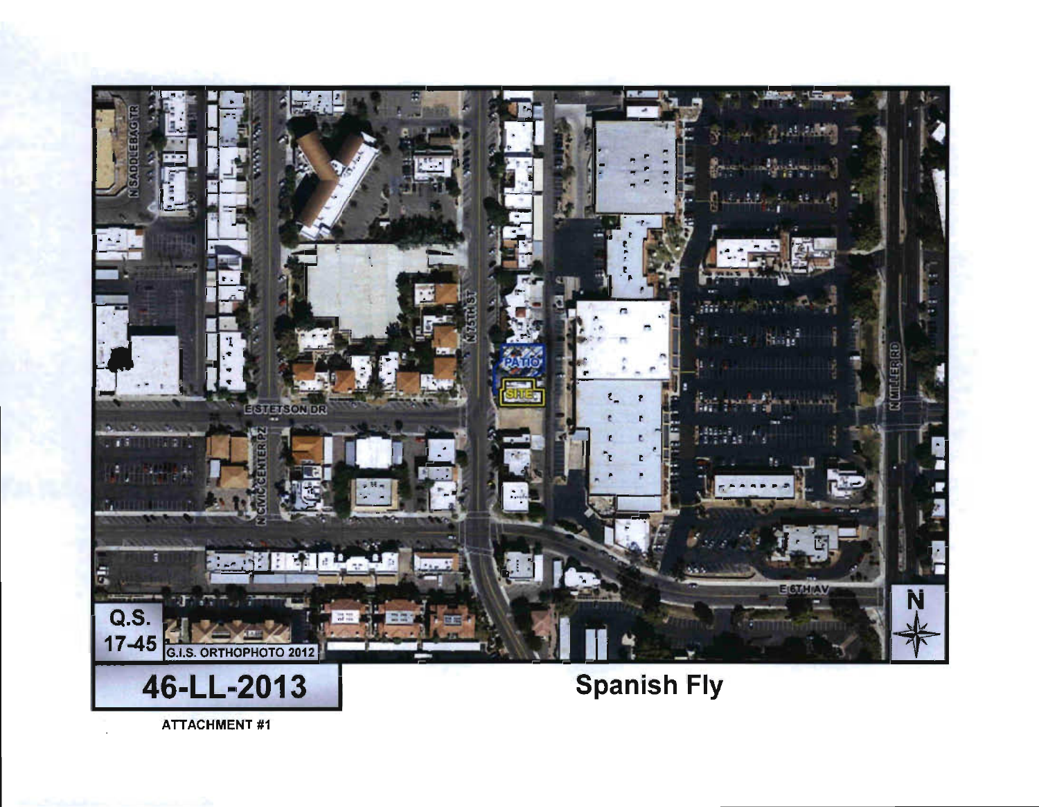**46-LL-2013**

**Spanish Fly**

**ATTACHMENT #1**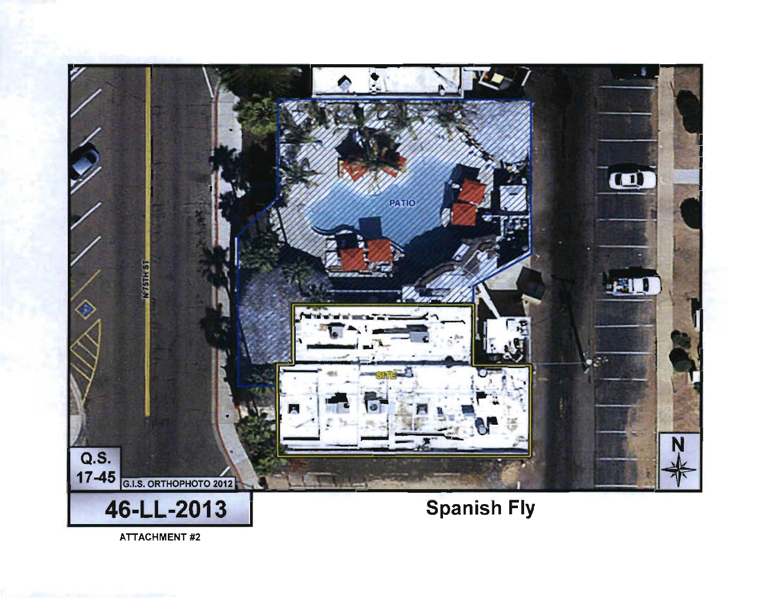PATIO

SITE

N 75TH ST

Q.S. 17-45

G.I.S. ORTHOPHOTO 2012

N

# 46-LL-2013

ATTACHMENT #2

## Spanish Fly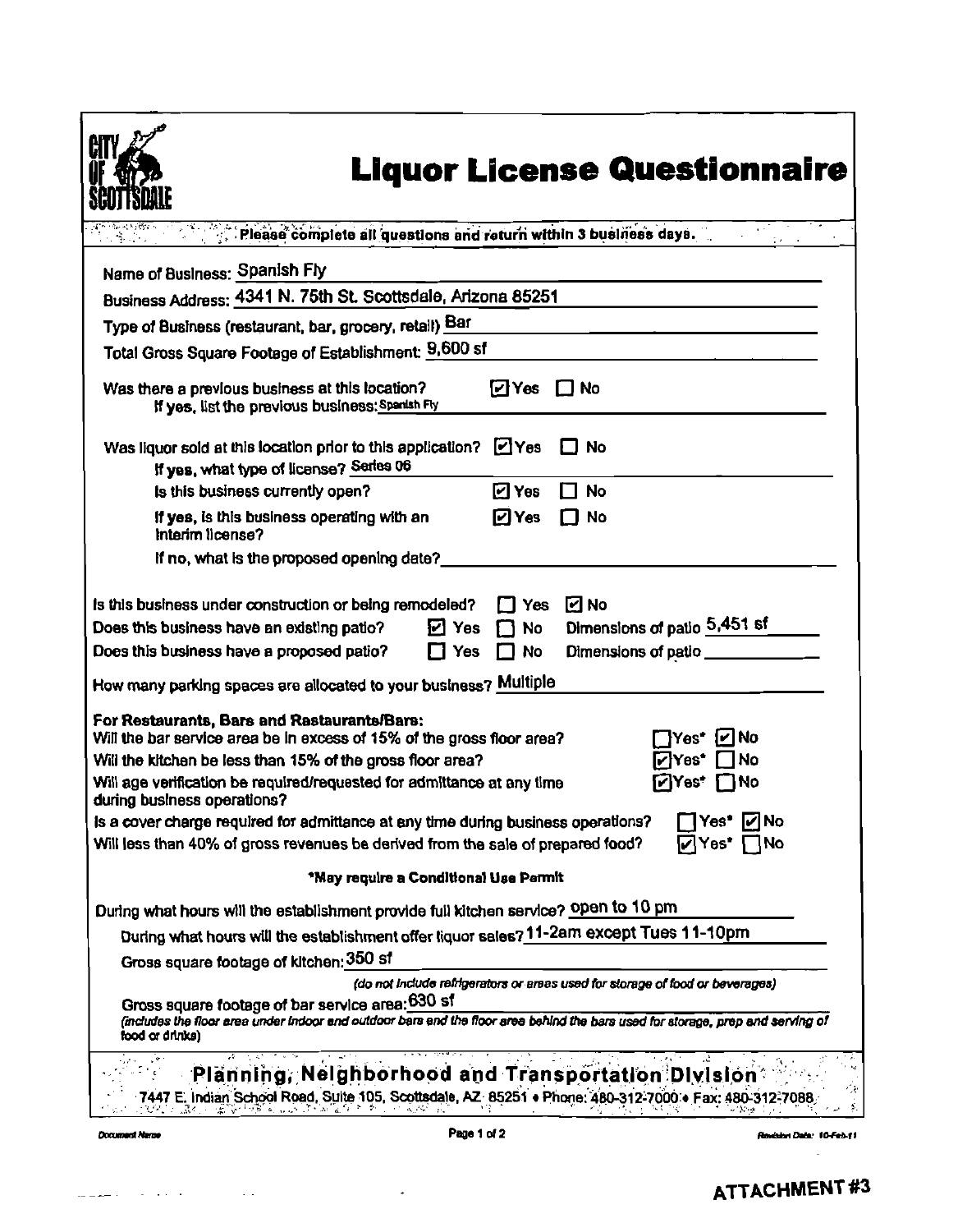CITY OF SCOTTSDALE

# Liquor License Questionnaire

Please complete all questions and return within 3 business days.

Name of Business: Spanish Fly

Business Address: 4341 N. 75th St. Scottsdale, Arizona 85251

Type of Business (restaurant, bar, grocery, retail) Bar

Total Gross Square Footage of Establishment: 9,600 sf

Was there a previous business at this location? ☑ Yes ☐ No
If yes, list the previous business: Spanish Fly

Was liquor sold at this location prior to this application? ☑ Yes ☐ No
If yes, what type of license? Series 06

Is this business currently open? ☑ Yes ☐ No

If yes, is this business operating with an interim license? ☑ Yes ☐ No

If no, what is the proposed opening date? \_\_\_\_\_\_\_\_\_\_

Is this business under construction or being remodeled? ☐ Yes ☑ No

Does this business have an existing patio? ☑ Yes ☐ No Dimensions of patio 5,451 sf

Does this business have a proposed patio? ☐ Yes ☐ No Dimensions of patio \_\_\_\_\_\_\_\_\_\_

How many parking spaces are allocated to your business? Multiple

**For Restaurants, Bars and Restaurants/Bars:**

Will the bar service area be in excess of 15% of the gross floor area? ☐ Yes* ☑ No

Will the kitchen be less than 15% of the gross floor area? ☑ Yes* ☐ No

Will age verification be required/requested for admittance at any time during business operations? ☑ Yes* ☐ No

Is a cover charge required for admittance at any time during business operations? ☐ Yes* ☑ No

Will less than 40% of gross revenues be derived from the sale of prepared food? ☑ Yes* ☐ No

**\*May require a Conditional Use Permit**

During what hours will the establishment provide full kitchen service? open to 10 pm

During what hours will the establishment offer liquor sales? 11-2am except Tues 11-10pm

Gross square footage of kitchen: 350 sf

*(do not include refrigerators or areas used for storage of food or beverages)*

Gross square footage of bar service area: 630 sf

*(includes the floor area under indoor and outdoor bars and the floor area behind the bars used for storage, prep and serving of food or drinks)*

**Planning, Neighborhood and Transportation Division**

7447 E. Indian School Road, Suite 105, Scottsdale, AZ 85251 • Phone: 480-312-7000 • Fax: 480-312-7088

**ATTACHMENT #3**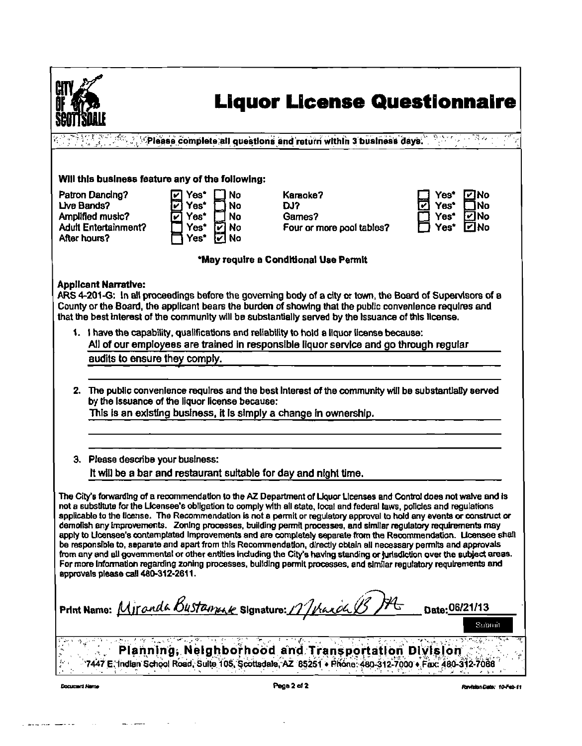# Liquor License Questionnaire

CITY OF SCOTTSDALE

Please complete all questions and return within 3 business days.

**Will this business feature any of the following:**

| | Yes* | No | | Yes* | No |
|---|---|---|---|---|---|
| Patron Dancing? | ☑ | ☐ | Karaoke? | ☐ | ☑ |
| Live Bands? | ☑ | ☐ | DJ? | ☑ | ☐ |
| Amplified music? | ☑ | ☐ | Games? | ☐ | ☑ |
| Adult Entertainment? | ☐ | ☑ | Four or more pool tables? | ☐ | ☑ |
| After hours? | ☐ | ☑ | | | |

**\*May require a Conditional Use Permit**

**Applicant Narrative:**

ARS 4-201-G: In all proceedings before the governing body of a city or town, the Board of Supervisors of a County or the Board, the applicant bears the burden of showing that the public convenience requires and that the best interest of the community will be substantially served by the issuance of this license.

1. I have the capability, qualifications and reliability to hold a liquor license because:
   All of our employees are trained in responsible liquor service and go through regular audits to ensure they comply.

2. The public convenience requires and the best interest of the community will be substantially served by the issuance of the liquor license because:
   This is an existing business, it is simply a change in ownership.

3. Please describe your business:
   It will be a bar and restaurant suitable for day and night time.

The City's forwarding of a recommendation to the AZ Department of Liquor Licenses and Control does not waive and is not a substitute for the Licensee's obligation to comply with all state, local and federal laws, policies and regulations applicable to the license. The Recommendation is not a permit or regulatory approval to hold any events or construct or demolish any improvements. Zoning processes, building permit processes, and similar regulatory requirements may apply to Licensee's contemplated improvements and are completely separate from the Recommendation. Licensee shall be responsible to, separate and apart from this Recommendation, directly obtain all necessary permits and approvals from any and all governmental or other entities including the City's having standing or jurisdiction over the subject areas. For more information regarding zoning processes, building permit processes, and similar regulatory requirements and approvals please call 480-312-2611.

Print Name: Miranda Bustamante Signature: [signature] Date: 06/21/13

Submit

**Planning, Neighborhood and Transportation Division**

7447 E. Indian School Road, Suite 105, Scottsdale, AZ 85251 • Phone: 480-312-7000 • Fax: 480-312-7088

Document Name Revision Date: 10-Feb-11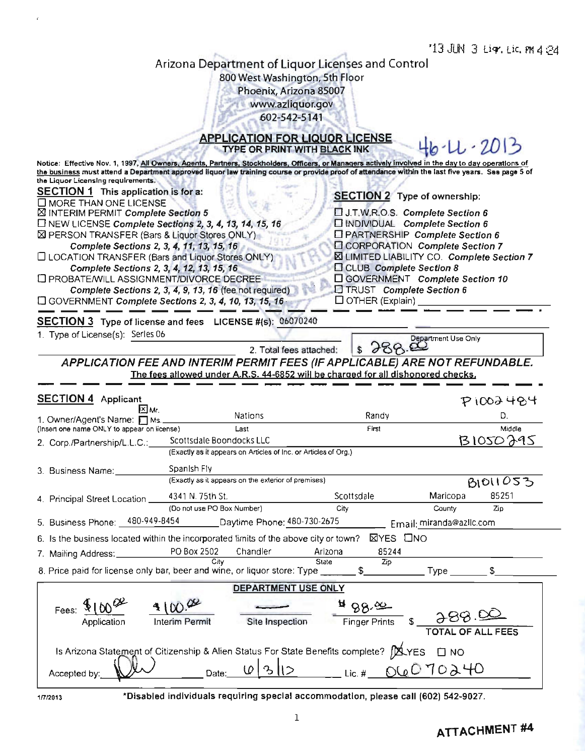'13 JUN 3 Liq. Lic. PM 4:24

# Arizona Department of Liquor Licenses and Control

800 West Washington, 5th Floor
Phoenix, Arizona 85007
www.azliquor.gov
602-542-5141

## APPLICATION FOR LIQUOR LICENSE

**TYPE OR PRINT WITH BLACK INK**

46-LL-2013

Notice: Effective Nov. 1, 1997, **All Owners, Agents, Partners, Stockholders, Officers, or Managers actively involved in the day to day operations of the business** must attend a Department approved liquor law training course or provide proof of attendance within the last five years. See page 5 of the Liquor Licensing requirements.

**SECTION 1** This application is for a:

- ☐ MORE THAN ONE LICENSE
- ☒ INTERIM PERMIT *Complete Section 5*
- ☐ NEW LICENSE *Complete Sections 2, 3, 4, 13, 14, 15, 16*
- ☒ PERSON TRANSFER (Bars & Liquor Stores ONLY) *Complete Sections 2, 3, 4, 11, 13, 15, 16*
- ☐ LOCATION TRANSFER (Bars and Liquor Stores ONLY) *Complete Sections 2, 3, 4, 12, 13, 15, 16*
- ☐ PROBATE/WILL ASSIGNMENT/DIVORCE DECREE *Complete Sections 2, 3, 4, 9, 13, 16 (fee not required)*
- ☐ GOVERNMENT *Complete Sections 2, 3, 4, 10, 13, 15, 16*

**SECTION 2** Type of ownership:

- ☐ J.T.W.R.O.S. *Complete Section 6*
- ☐ INDIVIDUAL *Complete Section 6*
- ☐ PARTNERSHIP *Complete Section 6*
- ☐ CORPORATION *Complete Section 7*
- ☒ LIMITED LIABILITY CO. *Complete Section 7*
- ☐ CLUB *Complete Section 8*
- ☐ GOVERNMENT *Complete Section 10*
- ☐ TRUST *Complete Section 6*
- ☐ OTHER (Explain) ____________

**SECTION 3** Type of license and fees LICENSE #(s): 06070240

1. Type of License(s): Series 06

2. Total fees attached: $ 288.00 (Department Use Only)

***APPLICATION FEE AND INTERIM PERMIT FEES (IF APPLICABLE) ARE NOT REFUNDABLE.***

The fees allowed under A.R.S. 44-6852 will be charged for all dishonored checks.

**SECTION 4** Applicant

P1002484

1. Owner/Agent's Name: ☒ Mr. ☐ Ms. Nations (Last) Randy (First) D. (Middle)
(Insert one name ONLY to appear on license)

2. Corp./Partnership/L.L.C.: Scottsdale Boondocks LLC B1050295
(Exactly as it appears on Articles of Inc. or Articles of Org.)

3. Business Name: Spanish Fly
(Exactly as it appears on the exterior of premises) B1011053

4. Principal Street Location 4341 N. 75th St. (Do not use PO Box Number) Scottsdale (City) Maricopa (County) 85251 (Zip)

5. Business Phone: 480-949-8454 Daytime Phone: 480-730-2675 Email: miranda@azllc.com

6. Is the business located within the incorporated limits of the above city or town? ☒YES ☐NO

7. Mailing Address: PO Box 2502 Chandler (City) Arizona (State) 85244 (Zip)

8. Price paid for license only bar, beer and wine, or liquor store: Type ______ $__________ Type ______ $__________

**DEPARTMENT USE ONLY**

| Application | Interim Permit | Site Inspection | Finger Prints | TOTAL OF ALL FEES |
|---|---|---|---|---|
| $100.00 | $100.00 | —— | $88.00 | $ 288.00 |

Is Arizona Statement of Citizenship & Alien Status For State Benefits complete? ☒YES ☐ NO

Accepted by: [signature] Date: 6/3/13 Lic. # 06070240

1/7/2013

*Disabled individuals requiring special accommodation, please call (602) 542-9027.

**ATTACHMENT #4**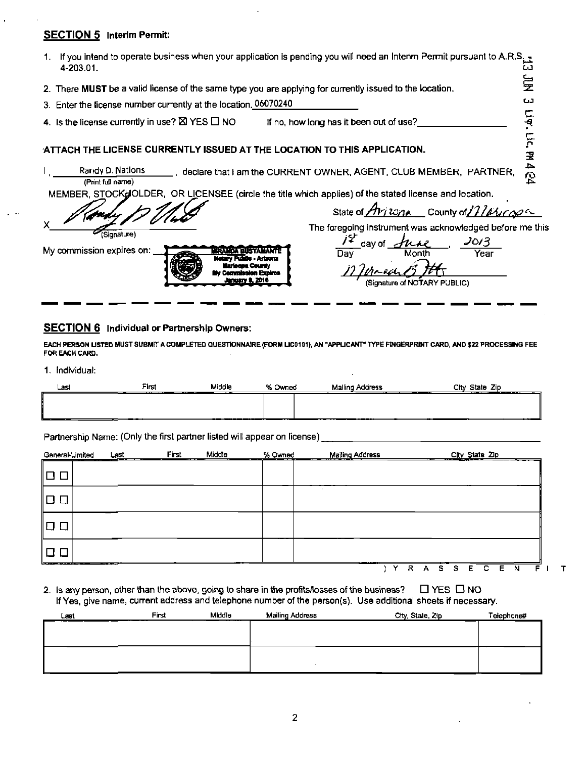## SECTION 5 Interim Permit:

1. If you intend to operate business when your application is pending you will need an Interim Permit pursuant to A.R.S. 4-203.01.
2. There **MUST** be a valid license of the same type you are applying for currently issued to the location.
3. Enter the license number currently at the location. 06070240
4. Is the license currently in use? ☒ YES ☐ NO If no, how long has it been out of use? ____________

13 JUN 3 Liq. Lic. PM 4 24

**ATTACH THE LICENSE CURRENTLY ISSUED AT THE LOCATION TO THIS APPLICATION.**

I, Randy D. Nations (Print full name), declare that I am the CURRENT OWNER, AGENT, CLUB MEMBER, PARTNER, MEMBER, STOCKHOLDER, OR LICENSEE (circle the title which applies) of the stated license and location.

X Randy D Nations (Signature)

State of Arizona County of Maricopa

The foregoing instrument was acknowledged before me this 1st day of June, 2013
Day Month Year

My commission expires on: MIRANDA BUSTAMANTE Notary Public - Arizona Maricopa County My Commission Expires January 8, 2016

Miranda B (Signature of NOTARY PUBLIC)

## SECTION 6 Individual or Partnership Owners:

**EACH PERSON LISTED MUST SUBMIT A COMPLETED QUESTIONNAIRE (FORM LIC0101), AN "APPLICANT" TYPE FINGERPRINT CARD, AND $22 PROCESSING FEE FOR EACH CARD.**

1. Individual:

| Last | First | Middle | % Owned | Mailing Address | City State Zip |
|---|---|---|---|---|---|
| | | | | | |

Partnership Name: (Only the first partner listed will appear on license) ____________

| General-Limited | Last | First | Middle | % Owned | Mailing Address | City State Zip |
|---|---|---|---|---|---|---|
| ☐ ☐ | | | | | | |
| ☐ ☐ | | | | | | |
| ☐ ☐ | | | | | | |
| ☐ ☐ | | | | | | |

(IF NECESSARY)

2. Is any person, other than the above, going to share in the profits/losses of the business? ☐ YES ☐ NO
If Yes, give name, current address and telephone number of the person(s). Use additional sheets if necessary.

| Last | First | Middle | Mailing Address | City, State, Zip | Telephone# |
|---|---|---|---|---|---|
| | | | | | |
| | | | | | |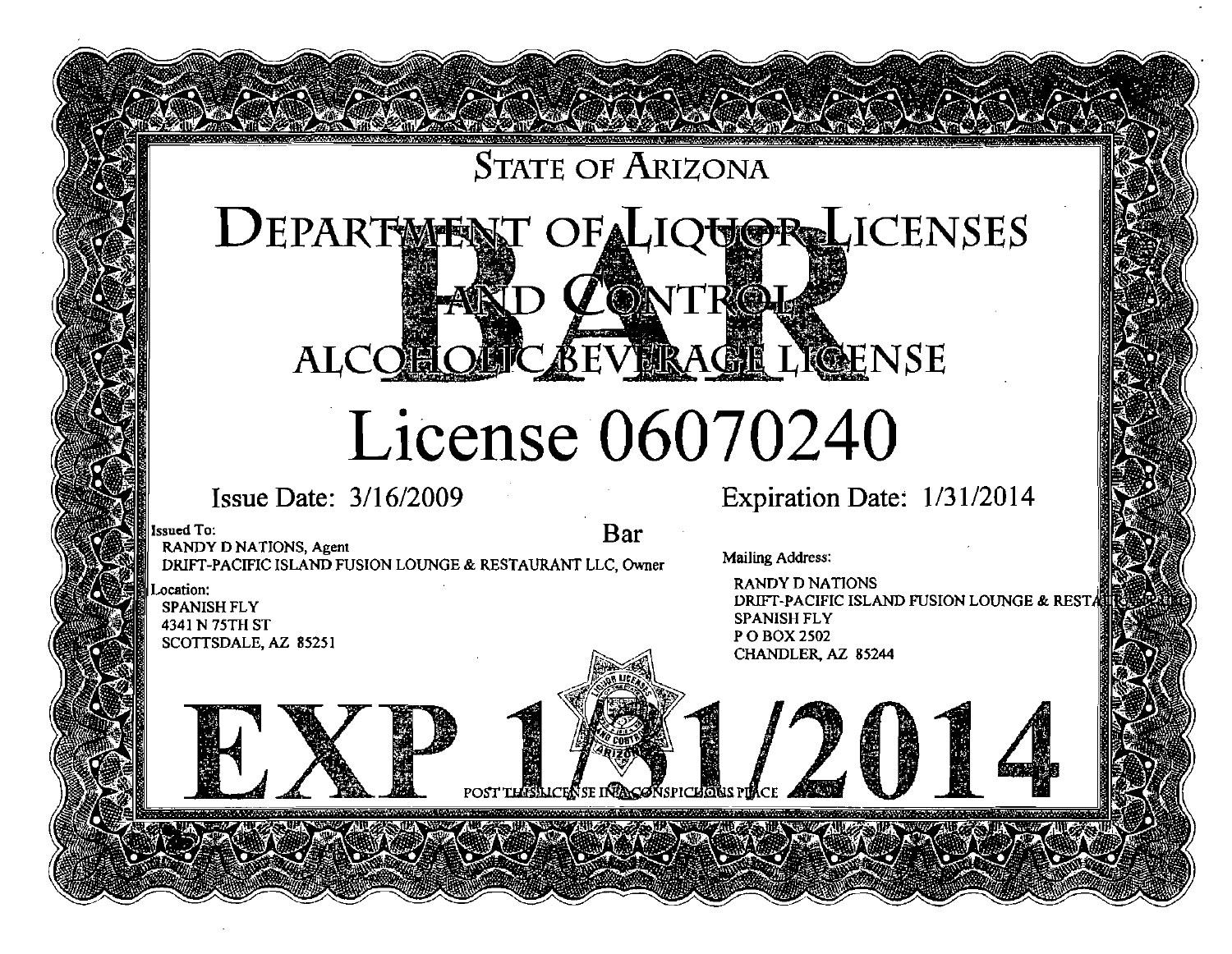# STATE OF ARIZONA

# DEPARTMENT OF LIQUOR LICENSES AND CONTROL

## ALCOHOLIC BEVERAGE LICENSE

**BAR**

# License 06070240

Issue Date: 3/16/2009

Expiration Date: 1/31/2014

**Bar**

Issued To:
RANDY D NATIONS, Agent
DRIFT-PACIFIC ISLAND FUSION LOUNGE & RESTAURANT LLC, Owner

Location:
SPANISH FLY
4341 N 75TH ST
SCOTTSDALE, AZ 85251

Mailing Address:
RANDY D NATIONS
DRIFT-PACIFIC ISLAND FUSION LOUNGE & REST
SPANISH FLY
P O BOX 2502
CHANDLER, AZ 85244

# EXP 1/31/2014

POST THIS LICENSE IN A CONSPICUOUS PLACE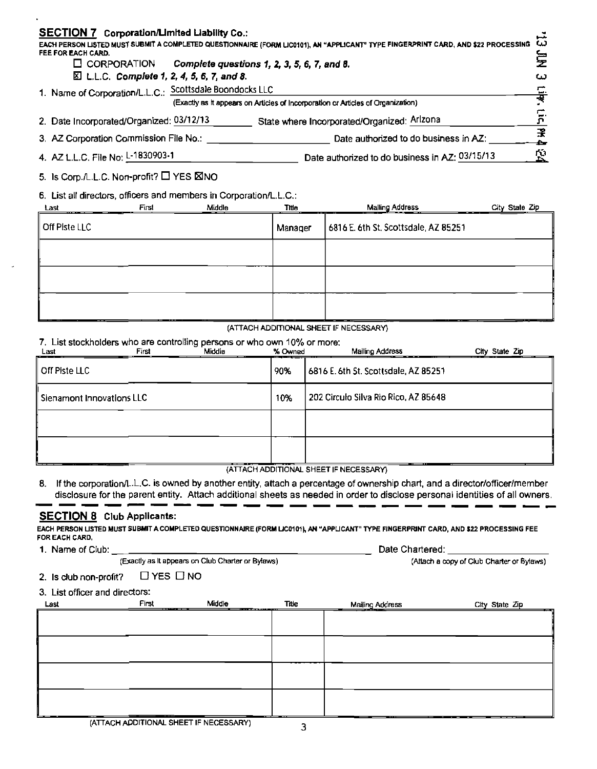## SECTION 7 Corporation/Limited Liability Co.:

EACH PERSON LISTED MUST SUBMIT A COMPLETED QUESTIONNAIRE (FORM LIC0101), AN "APPLICANT" TYPE FINGERPRINT CARD, AND $22 PROCESSING FEE FOR EACH CARD.

☐ CORPORATION *Complete questions 1, 2, 3, 5, 6, 7, and 8.*

☒ L.L.C. *Complete 1, 2, 4, 5, 6, 7, and 8.*

'13 JUN 3 Lic. PM 4 24

1. Name of Corporation/L.L.C.: Scottsdale Boondocks LLC
   (Exactly as it appears on Articles of Incorporation or Articles of Organization)

2. Date Incorporated/Organized: 03/12/13 State where Incorporated/Organized: Arizona

3. AZ Corporation Commission File No.: ____________ Date authorized to do business in AZ: ____________

4. AZ L.L.C. File No: L-1830903-1 Date authorized to do business in AZ: 03/15/13

5. Is Corp./L.L.C. Non-profit? ☐ YES ☒ NO

6. List all directors, officers and members in Corporation/L.L.C.:

| Last First Middle | Title | Mailing Address City State Zip |
|---|---|---|
| Off Piste LLC | Manager | 6816 E. 6th St. Scottsdale, AZ 85251 |
| | | |
| | | |
| | | |

(ATTACH ADDITIONAL SHEET IF NECESSARY)

7. List stockholders who are controlling persons or who own 10% or more:

| Last First Middle | % Owned | Mailing Address City State Zip |
|---|---|---|
| Off Piste LLC | 90% | 6816 E. 6th St. Scottsdale, AZ 85251 |
| Sienamont Innovations LLC | 10% | 202 Circulo Silva Rio Rico, AZ 85648 |
| | | |
| | | |

(ATTACH ADDITIONAL SHEET IF NECESSARY)

8. If the corporation/L.L.C. is owned by another entity, attach a percentage of ownership chart, and a director/officer/member disclosure for the parent entity. Attach additional sheets as needed in order to disclose personal identities of all owners.

## SECTION 8 Club Applicants:

EACH PERSON LISTED MUST SUBMIT A COMPLETED QUESTIONNAIRE (FORM LIC0101), AN "APPLICANT" TYPE FINGERPRINT CARD, AND $22 PROCESSING FEE FOR EACH CARD.

1. Name of Club: ____________ Date Chartered: ____________
   (Exactly as it appears on Club Charter or Bylaws) (Attach a copy of Club Charter or Bylaws)

2. Is club non-profit? ☐ YES ☐ NO

3. List officer and directors:

| Last | First | Middle | Title | Mailing Address | City State Zip |
|---|---|---|---|---|---|
| | | | | | |
| | | | | | |
| | | | | | |
| | | | | | |

(ATTACH ADDITIONAL SHEET IF NECESSARY)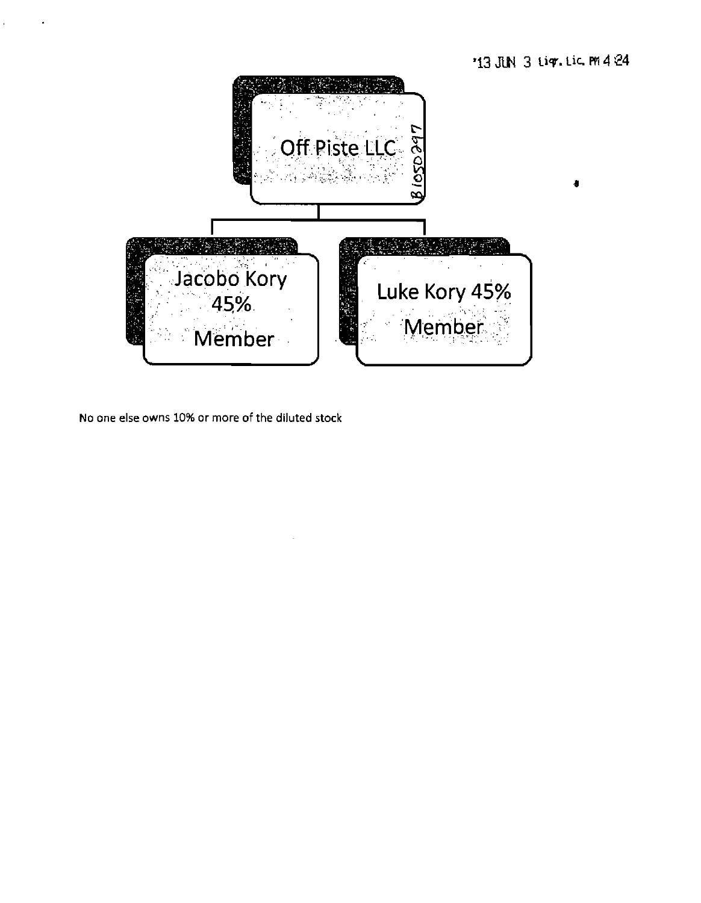'13 JUN 3 Liqr. Lic. PM 4:24

Off Piste LLC B1050297

Jacobo Kory 45% Member

Luke Kory 45% Member

No one else owns 10% or more of the diluted stock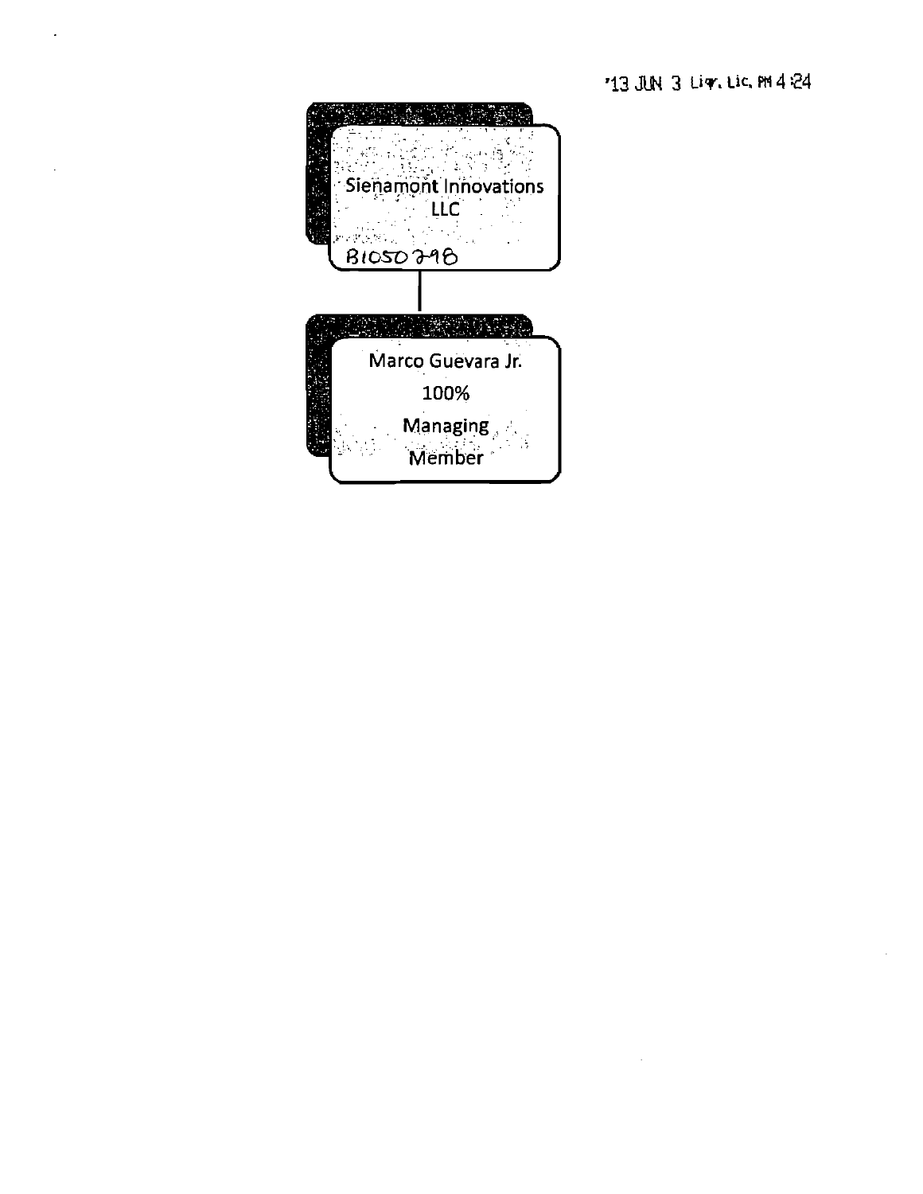'13 JUN 3 Liq. Lic. PM 4:24

Sienamont Innovations LLC

B1050298

Marco Guevara Jr.

100%

Managing Member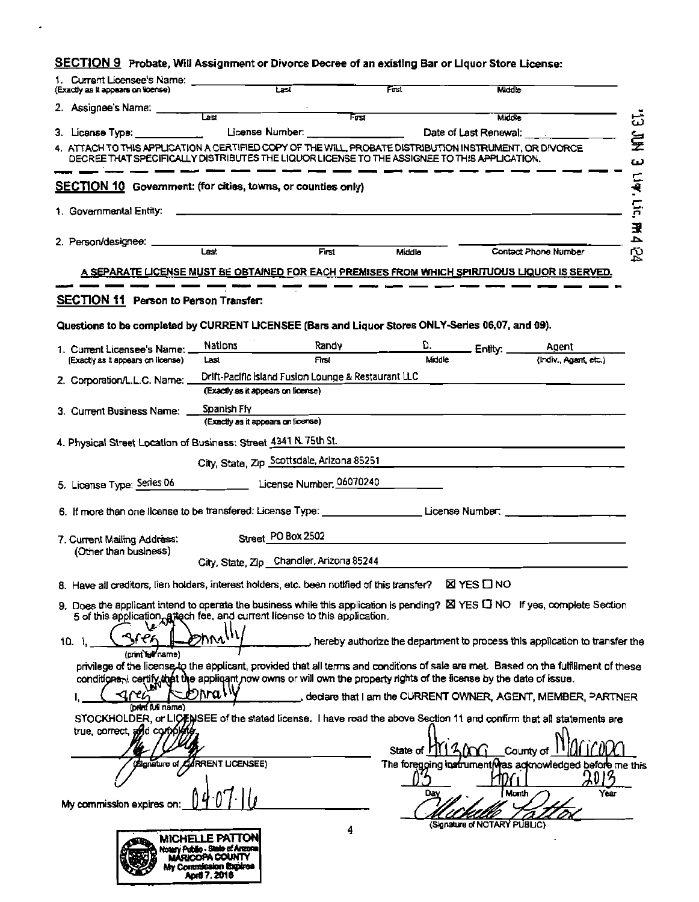## SECTION 9 Probate, Will Assignment or Divorce Decree of an existing Bar or Liquor Store License:

1. Current Licensee's Name: ______ (Exactly as it appears on license) Last ______ First ______ Middle ______
2. Assignee's Name: ______ Last ______ First ______ Middle ______
3. License Type: ______ License Number: ______ Date of Last Renewal: ______
4. ATTACH TO THIS APPLICATION A CERTIFIED COPY OF THE WILL, PROBATE DISTRIBUTION INSTRUMENT, OR DIVORCE DECREE THAT SPECIFICALLY DISTRIBUTES THE LIQUOR LICENSE TO THE ASSIGNEE TO THIS APPLICATION.

'13 JUN 3 Liq. Lic. PM 4 24

## SECTION 10 Government: (for cities, towns, or counties only)

1. Governmental Entity: ______
2. Person/designee: ______ Last ______ First ______ Middle ______ Contact Phone Number ______

**A SEPARATE LICENSE MUST BE OBTAINED FOR EACH PREMISES FROM WHICH SPIRITUOUS LIQUOR IS SERVED.**

## SECTION 11 Person to Person Transfer:

**Questions to be completed by CURRENT LICENSEE (Bars and Liquor Stores ONLY-Series 06,07, and 09).**

1. Current Licensee's Name: (Exactly as it appears on license) Last: Nations First: Randy Middle: D. Entity: Agent (Indiv., Agent, etc.)
2. Corporation/L.L.C. Name: Drift-Pacific Island Fusion Lounge & Restaurant LLC (Exactly as it appears on license)
3. Current Business Name: Spanish Fly (Exactly as it appears on license)
4. Physical Street Location of Business: Street 4341 N. 75th St.

   City, State, Zip Scottsdale, Arizona 85251
5. License Type: Series 06 License Number: 06070240
6. If more than one license to be transfered: License Type: ______ License Number: ______
7. Current Mailing Address: (Other than business) Street PO Box 2502

   City, State, Zip Chandler, Arizona 85244
8. Have all creditors, lien holders, interest holders, etc. been notified of this transfer? ☒ YES ☐ NO
9. Does the applicant intend to operate the business while this application is pending? ☒ YES ☐ NO If yes, complete Section 5 of this application, attach fee, and current license to this application.
10. I, Greg Donnelly (print full name), hereby authorize the department to process this application to transfer the privilege of the license to the applicant, provided that all terms and conditions of sale are met. Based on the fulfillment of these conditions, I certify that the applicant now owns or will own the property rights of the license by the date of issue.

I, Greg Donnelly (print full name), declare that I am the CURRENT OWNER, AGENT, MEMBER, PARTNER STOCKHOLDER, or LICENSEE of the stated license. I have read the above Section 11 and confirm that all statements are true, correct, and complete.

______ (Signature of CURRENT LICENSEE)

State of Arizona County of Maricopa

The foregoing instrument was acknowledged before me this 03 Day April Month 2013 Year

My commission expires on: 04-07-16

______ (Signature of NOTARY PUBLIC)

MICHELLE PATTON
Notary Public - State of Arizona
MARICOPA COUNTY
My Commission Expires
April 7, 2016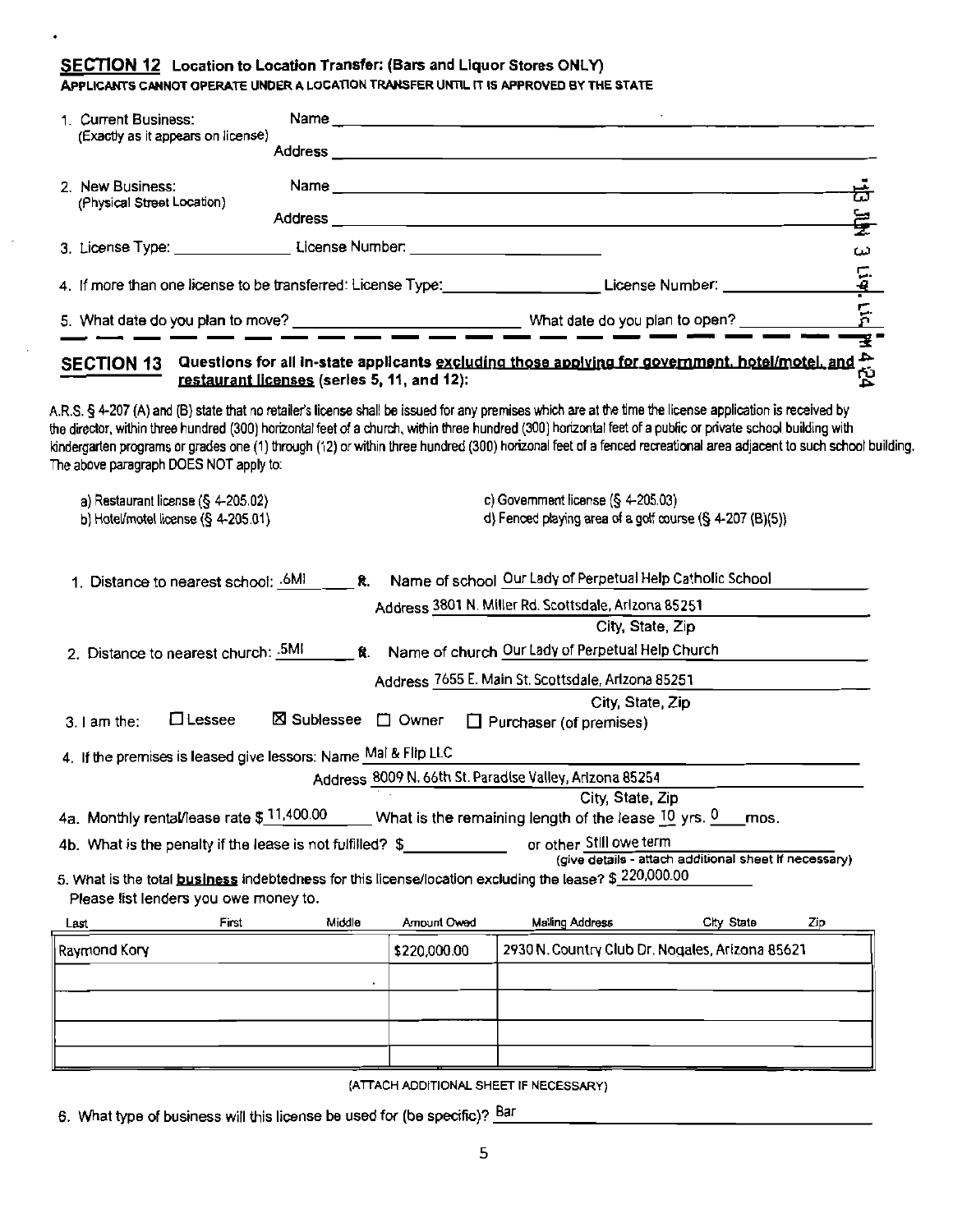## SECTION 12 Location to Location Transfer: (Bars and Liquor Stores ONLY)

**APPLICANTS CANNOT OPERATE UNDER A LOCATION TRANSFER UNTIL IT IS APPROVED BY THE STATE**

1. Current Business: (Exactly as it appears on license) Name ______________________ Address ______________________
2. New Business: (Physical Street Location) Name ______________________ Address ______________________
3. License Type: ______________ License Number: ______________
4. If more than one license to be transferred: License Type: ______________ License Number: ______________
5. What date do you plan to move? ______________ What date do you plan to open? ______________

'13 JUN 3 PM 4:24 LIQ. LIC.

## SECTION 13 Questions for all in-state applicants excluding those applying for government, hotel/motel, and restaurant licenses (series 5, 11, and 12):

A.R.S. § 4-207 (A) and (B) state that no retailer's license shall be issued for any premises which are at the time the license application is received by the director, within three hundred (300) horizontal feet of a church, within three hundred (300) horizontal feet of a public or private school building with kindergarten programs or grades one (1) through (12) or within three hundred (300) horizonal feet of a fenced recreational area adjacent to such school building. The above paragraph DOES NOT apply to:

a) Restaurant license (§ 4-205.02)
b) Hotel/motel license (§ 4-205.01)
c) Government license (§ 4-205.03)
d) Fenced playing area of a golf course (§ 4-207 (B)(5))

1. Distance to nearest school: .6MI ft. Name of school Our Lady of Perpetual Help Catholic School
   Address 3801 N. Miller Rd. Scottsdale, Arizona 85251 (City, State, Zip)
2. Distance to nearest church: .5MI ft. Name of church Our Lady of Perpetual Help Church
   Address 7655 E. Main St. Scottsdale, Arizona 85251 (City, State, Zip)
3. I am the: ☐ Lessee ☒ Sublessee ☐ Owner ☐ Purchaser (of premises)
4. If the premises is leased give lessors: Name Mal & Flip LLC
   Address 8009 N. 66th St. Paradise Valley, Arizona 85254 (City, State, Zip)

4a. Monthly rental/lease rate $ 11,400.00 What is the remaining length of the lease 10 yrs. 0 mos.

4b. What is the penalty if the lease is not fulfilled? $__________ or other Still owe term (give details - attach additional sheet if necessary)

5. What is the total **business** indebtedness for this license/location excluding the lease? $ 220,000.00
   Please list lenders you owe money to.

| Last First Middle | Amount Owed | Mailing Address City State Zip |
|---|---|---|
| Raymond Kory | $220,000.00 | 2930 N. Country Club Dr. Nogales, Arizona 85621 |
| | | |
| | | |
| | | |
| | | |

(ATTACH ADDITIONAL SHEET IF NECESSARY)

6. What type of business will this license be used for (be specific)? Bar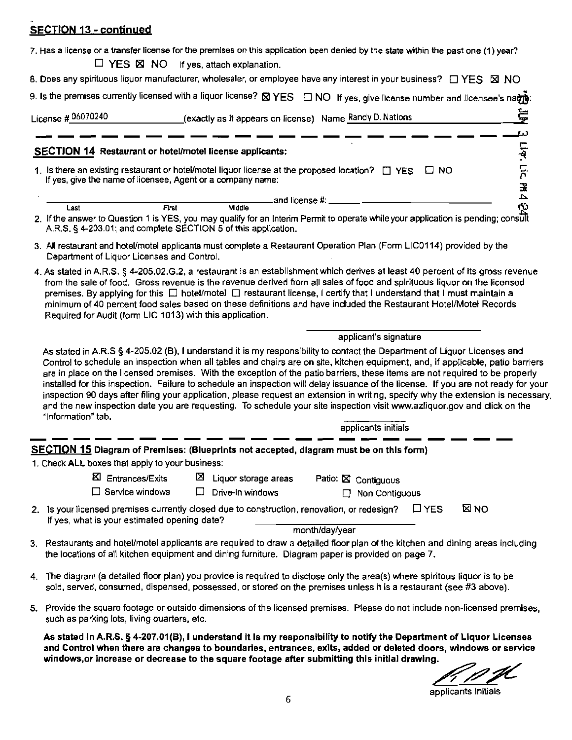## SECTION 13 - continued

7. Has a license or a transfer license for the premises on this application been denied by the state within the past one (1) year?
   ☐ YES ☒ NO If yes, attach explanation.

8. Does any spirituous liquor manufacturer, wholesaler, or employee have any interest in your business? ☐ YES ☒ NO

9. Is the premises currently licensed with a liquor license? ☒ YES ☐ NO If yes, give license number and licensee's name:

License # 06070240 (exactly as it appears on license) Name Randy D. Nations

## SECTION 14 Restaurant or hotel/motel license applicants:

1. Is there an existing restaurant or hotel/motel liquor license at the proposed location? ☐ YES ☐ NO
   If yes, give the name of licensee, Agent or a company name:

   ______________________ and license #: ______________
   Last First Middle

2. If the answer to Question 1 is YES, you may qualify for an Interim Permit to operate while your application is pending; consult A.R.S. § 4-203.01; and complete SECTION 5 of this application.

3. All restaurant and hotel/motel applicants must complete a Restaurant Operation Plan (Form LIC0114) provided by the Department of Liquor Licenses and Control.

4. As stated in A.R.S. § 4-205.02.G.2, a restaurant is an establishment which derives at least 40 percent of its gross revenue from the sale of food. Gross revenue is the revenue derived from all sales of food and spirituous liquor on the licensed premises. By applying for this ☐ hotel/motel ☐ restaurant license, I certify that I understand that I must maintain a minimum of 40 percent food sales based on these definitions and have included the Restaurant Hotel/Motel Records Required for Audit (form LIC 1013) with this application.

   ______________________
   applicant's signature

As stated in A.R.S § 4-205.02 (B), I understand it is my responsibility to contact the Department of Liquor Licenses and Control to schedule an inspection when all tables and chairs are on site, kitchen equipment, and, if applicable, patio barriers are in place on the licensed premises. With the exception of the patio barriers, these items are not required to be properly installed for this inspection. Failure to schedule an inspection will delay issuance of the license. If you are not ready for your inspection 90 days after filing your application, please request an extension in writing, specify why the extension is necessary, and the new inspection date you are requesting. To schedule your site inspection visit www.azliquor.gov and click on the "Information" tab.

______________________
applicants initials

## SECTION 15 Diagram of Premises: (Blueprints not accepted, diagram must be on this form)

1. Check ALL boxes that apply to your business:

   ☒ Entrances/Exits ☒ Liquor storage areas Patio: ☒ Contiguous
   ☐ Service windows ☐ Drive-in windows ☐ Non Contiguous

2. Is your licensed premises currently closed due to construction, renovation, or redesign? ☐ YES ☒ NO
   If yes, what is your estimated opening date? ______________
   month/day/year

3. Restaurants and hotel/motel applicants are required to draw a detailed floor plan of the kitchen and dining areas including the locations of all kitchen equipment and dining furniture. Diagram paper is provided on page 7.

4. The diagram (a detailed floor plan) you provide is required to disclose only the area(s) where spiritous liquor is to be sold, served, consumed, dispensed, possessed, or stored on the premises unless it is a restaurant (see #3 above).

5. Provide the square footage or outside dimensions of the licensed premises. Please do not include non-licensed premises, such as parking lots, living quarters, etc.

**As stated in A.R.S. § 4-207.01(B), I understand it is my responsibility to notify the Department of Liquor Licenses and Control when there are changes to boundaries, entrances, exits, added or deleted doors, windows or service windows, or increase or decrease to the square footage after submitting this initial drawing.**

RDN
applicants initials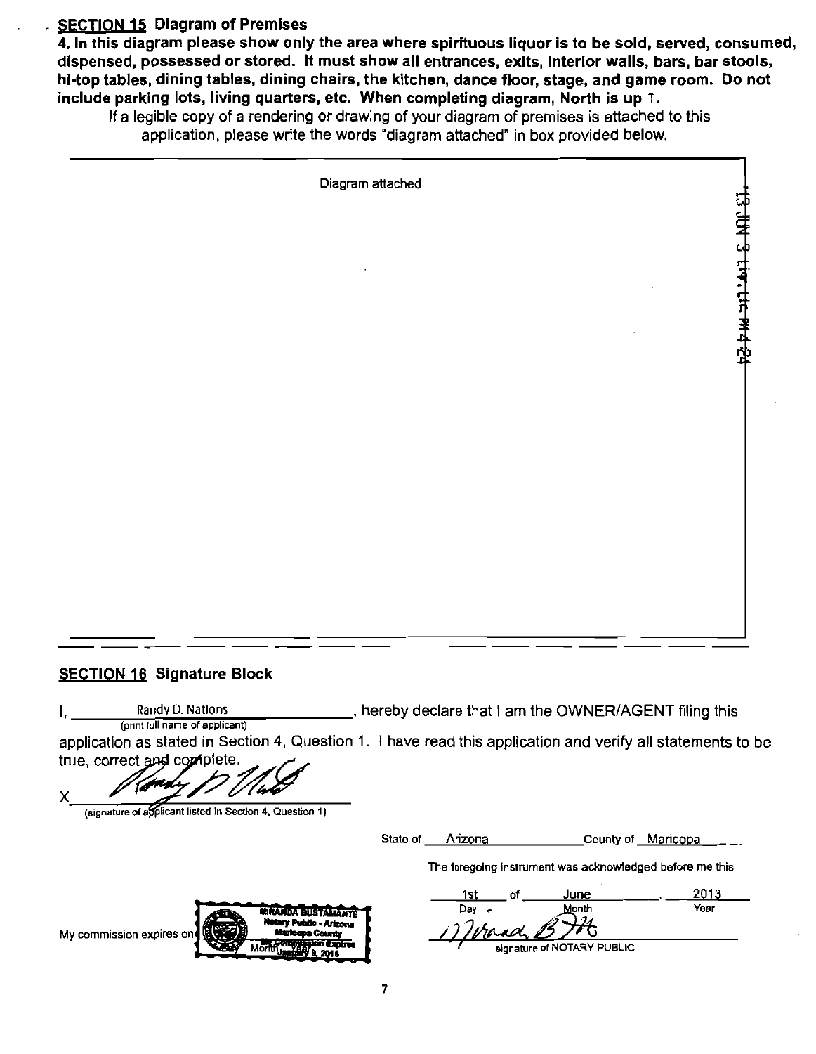## SECTION 15 Diagram of Premises

**4. In this diagram please show only the area where spirituous liquor is to be sold, served, consumed, dispensed, possessed or stored. It must show all entrances, exits, interior walls, bars, bar stools, hi-top tables, dining tables, dining chairs, the kitchen, dance floor, stage, and game room. Do not include parking lots, living quarters, etc. When completing diagram, North is up ↑.**

If a legible copy of a rendering or drawing of your diagram of premises is attached to this application, please write the words "diagram attached" in box provided below.

Diagram attached

13 JUN 3 LIQ. LIC. PM 4:24

## SECTION 16 Signature Block

I, Randy D. Nations (print full name of applicant), hereby declare that I am the OWNER/AGENT filing this application as stated in Section 4, Question 1. I have read this application and verify all statements to be true, correct and complete.

X [signature] (signature of applicant listed in Section 4, Question 1)

State of Arizona County of Maricopa

The foregoing instrument was acknowledged before me this

1st (Day) of June (Month), 2013 (Year)

[signature] signature of NOTARY PUBLIC

My commission expires on: [Notary seal: MIRANDA BUSTAMANTE, Notary Public - Arizona, Maricopa County, My Commission Expires January 8, 2016] Month Year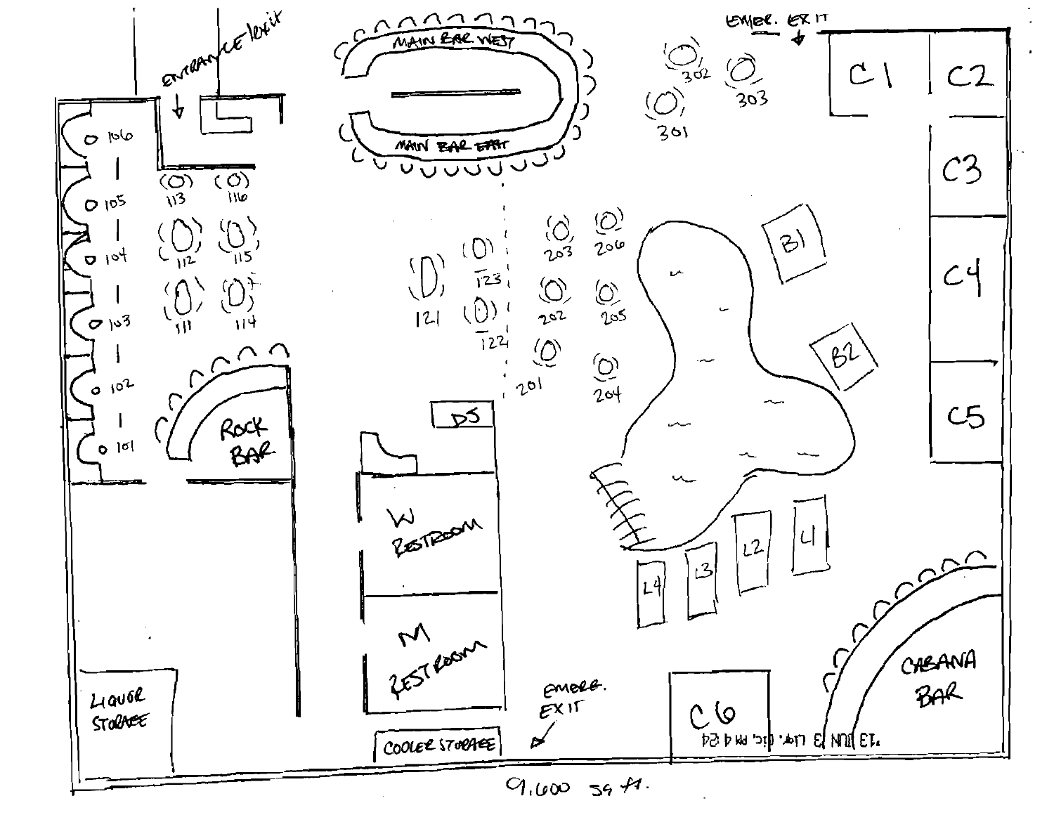ENTRANCE/EXIT

MAIN BAR WEST

MAIN BAR EAST

EMER. EXIT

301
302
303

C1
C2
C3
C4
C5

106
105
104
103
102
101

113
116
112
115
111
114

ROCK BAR

121
123
122

203
206
202
205
201
204

B1
B2

DS

W RESTROOM

M RESTROOM

L1
L2
L3
L4

CABANA BAR

LIQUOR STORAGE

COOLER STORAGE

EMERG. EXIT

C6

9,600 sq ft.